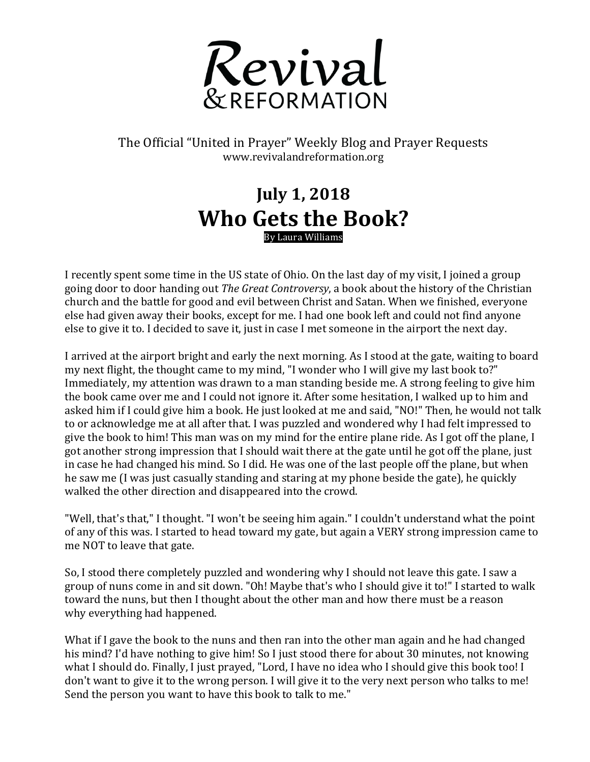# Revival & REFORMATION

The Official "United in Prayer" Weekly Blog and Prayer Requests
www.revivalandreformation.org

## July 1, 2018

# Who Gets the Book?

By Laura Williams

I recently spent some time in the US state of Ohio. On the last day of my visit, I joined a group going door to door handing out *The Great Controversy*, a book about the history of the Christian church and the battle for good and evil between Christ and Satan. When we finished, everyone else had given away their books, except for me. I had one book left and could not find anyone else to give it to. I decided to save it, just in case I met someone in the airport the next day.

I arrived at the airport bright and early the next morning. As I stood at the gate, waiting to board my next flight, the thought came to my mind, "I wonder who I will give my last book to?" Immediately, my attention was drawn to a man standing beside me. A strong feeling to give him the book came over me and I could not ignore it. After some hesitation, I walked up to him and asked him if I could give him a book. He just looked at me and said, "NO!" Then, he would not talk to or acknowledge me at all after that. I was puzzled and wondered why I had felt impressed to give the book to him! This man was on my mind for the entire plane ride. As I got off the plane, I got another strong impression that I should wait there at the gate until he got off the plane, just in case he had changed his mind. So I did. He was one of the last people off the plane, but when he saw me (I was just casually standing and staring at my phone beside the gate), he quickly walked the other direction and disappeared into the crowd.

"Well, that's that," I thought. "I won't be seeing him again." I couldn't understand what the point of any of this was. I started to head toward my gate, but again a VERY strong impression came to me NOT to leave that gate.

So, I stood there completely puzzled and wondering why I should not leave this gate. I saw a group of nuns come in and sit down. "Oh! Maybe that's who I should give it to!" I started to walk toward the nuns, but then I thought about the other man and how there must be a reason why everything had happened.

What if I gave the book to the nuns and then ran into the other man again and he had changed his mind? I'd have nothing to give him! So I just stood there for about 30 minutes, not knowing what I should do. Finally, I just prayed, "Lord, I have no idea who I should give this book too! I don't want to give it to the wrong person. I will give it to the very next person who talks to me! Send the person you want to have this book to talk to me."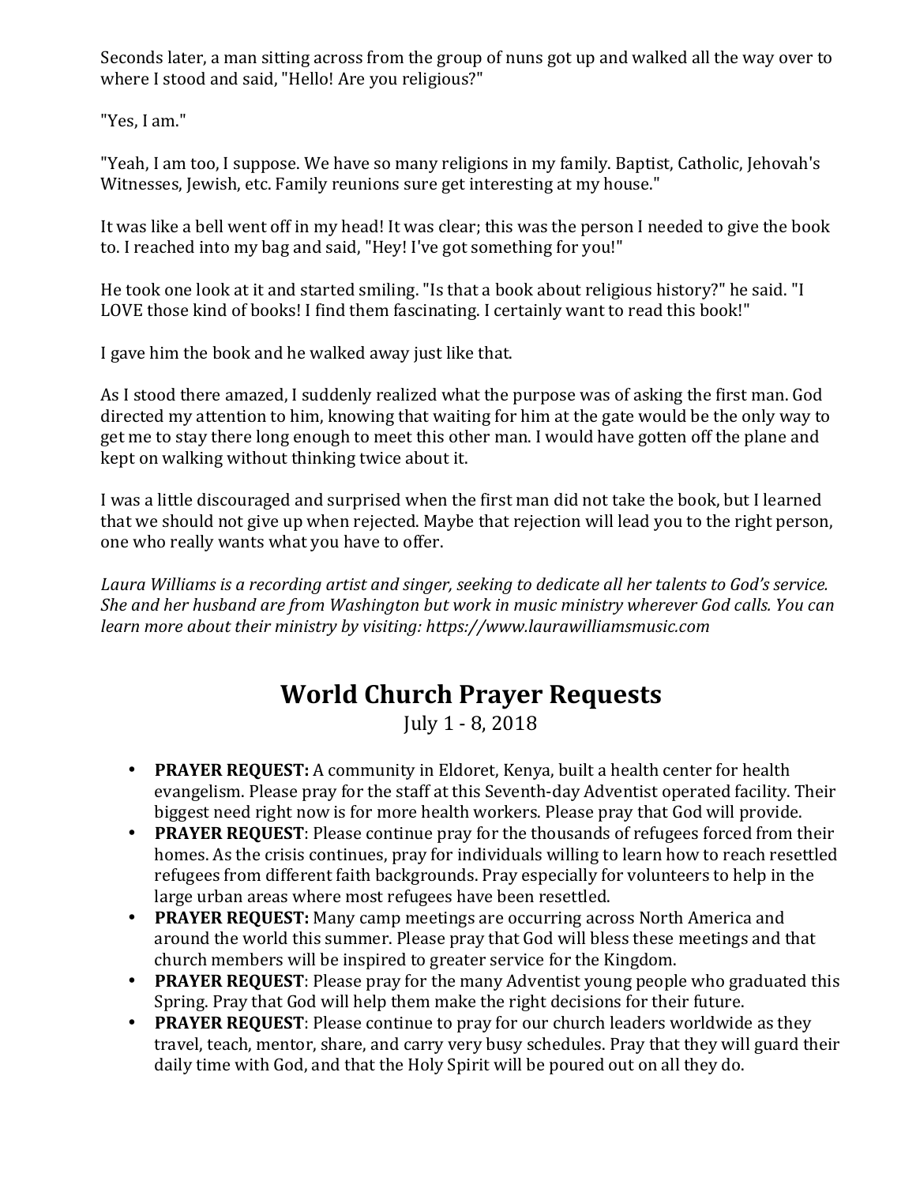Seconds later, a man sitting across from the group of nuns got up and walked all the way over to where I stood and said, "Hello! Are you religious?"

"Yes, I am."

"Yeah, I am too, I suppose. We have so many religions in my family. Baptist, Catholic, Jehovah's Witnesses, Jewish, etc. Family reunions sure get interesting at my house."

It was like a bell went off in my head! It was clear; this was the person I needed to give the book to. I reached into my bag and said, "Hey! I've got something for you!"

He took one look at it and started smiling. "Is that a book about religious history?" he said. "I LOVE those kind of books! I find them fascinating. I certainly want to read this book!"

I gave him the book and he walked away just like that.

As I stood there amazed, I suddenly realized what the purpose was of asking the first man. God directed my attention to him, knowing that waiting for him at the gate would be the only way to get me to stay there long enough to meet this other man. I would have gotten off the plane and kept on walking without thinking twice about it.

I was a little discouraged and surprised when the first man did not take the book, but I learned that we should not give up when rejected. Maybe that rejection will lead you to the right person, one who really wants what you have to offer.

*Laura Williams is a recording artist and singer, seeking to dedicate all her talents to God's service. She and her husband are from Washington but work in music ministry wherever God calls. You can learn more about their ministry by visiting: https://www.laurawilliamsmusic.com*

# World Church Prayer Requests

July 1 - 8, 2018

- **PRAYER REQUEST:** A community in Eldoret, Kenya, built a health center for health evangelism. Please pray for the staff at this Seventh-day Adventist operated facility. Their biggest need right now is for more health workers. Please pray that God will provide.
- **PRAYER REQUEST**: Please continue pray for the thousands of refugees forced from their homes. As the crisis continues, pray for individuals willing to learn how to reach resettled refugees from different faith backgrounds. Pray especially for volunteers to help in the large urban areas where most refugees have been resettled.
- **PRAYER REQUEST:** Many camp meetings are occurring across North America and around the world this summer. Please pray that God will bless these meetings and that church members will be inspired to greater service for the Kingdom.
- **PRAYER REQUEST**: Please pray for the many Adventist young people who graduated this Spring. Pray that God will help them make the right decisions for their future.
- **PRAYER REQUEST**: Please continue to pray for our church leaders worldwide as they travel, teach, mentor, share, and carry very busy schedules. Pray that they will guard their daily time with God, and that the Holy Spirit will be poured out on all they do.